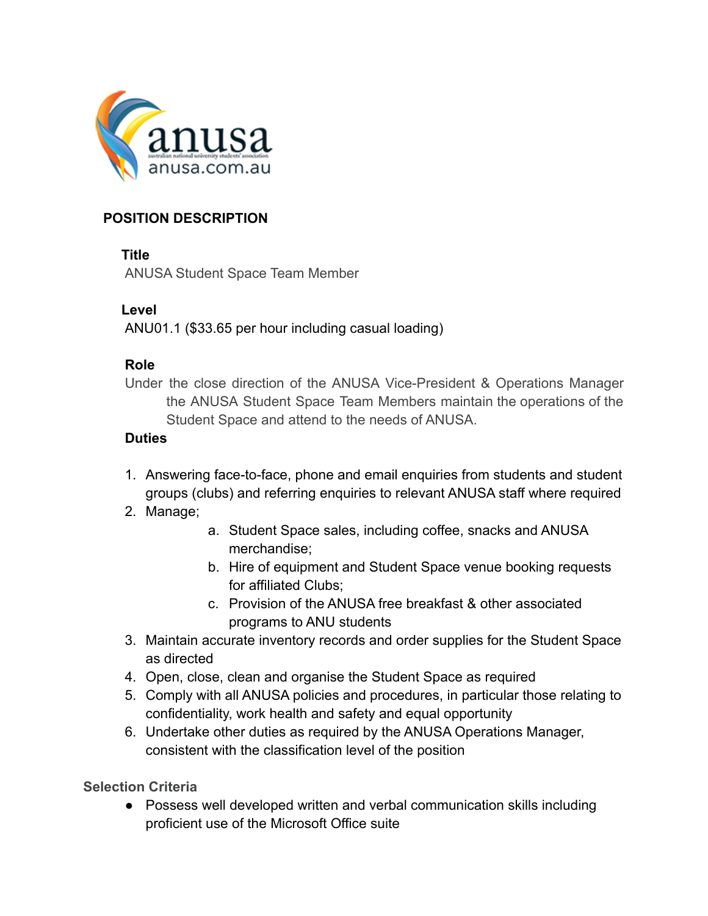anusa

australian national university students' association

anusa.com.au

# POSITION DESCRIPTION

**Title**

ANUSA Student Space Team Member

**Level**

ANU01.1 ($33.65 per hour including casual loading)

**Role**

Under the close direction of the ANUSA Vice-President & Operations Manager the ANUSA Student Space Team Members maintain the operations of the Student Space and attend to the needs of ANUSA.

**Duties**

1. Answering face-to-face, phone and email enquiries from students and student groups (clubs) and referring enquiries to relevant ANUSA staff where required
2. Manage;
   a. Student Space sales, including coffee, snacks and ANUSA merchandise;
   b. Hire of equipment and Student Space venue booking requests for affiliated Clubs;
   c. Provision of the ANUSA free breakfast & other associated programs to ANU students
3. Maintain accurate inventory records and order supplies for the Student Space as directed
4. Open, close, clean and organise the Student Space as required
5. Comply with all ANUSA policies and procedures, in particular those relating to confidentiality, work health and safety and equal opportunity
6. Undertake other duties as required by the ANUSA Operations Manager, consistent with the classification level of the position

**Selection Criteria**

- Possess well developed written and verbal communication skills including proficient use of the Microsoft Office suite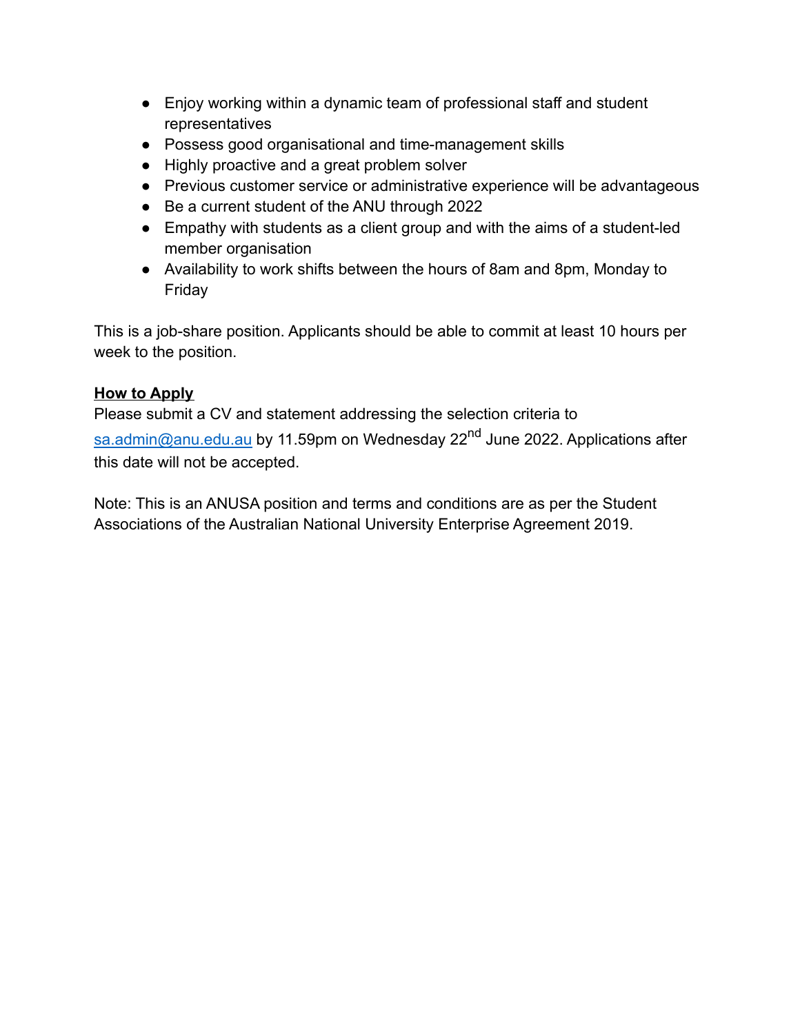- Enjoy working within a dynamic team of professional staff and student representatives
- Possess good organisational and time-management skills
- Highly proactive and a great problem solver
- Previous customer service or administrative experience will be advantageous
- Be a current student of the ANU through 2022
- Empathy with students as a client group and with the aims of a student-led member organisation
- Availability to work shifts between the hours of 8am and 8pm, Monday to Friday

This is a job-share position. Applicants should be able to commit at least 10 hours per week to the position.

**How to Apply**

Please submit a CV and statement addressing the selection criteria to sa.admin@anu.edu.au by 11.59pm on Wednesday 22nd June 2022. Applications after this date will not be accepted.

Note: This is an ANUSA position and terms and conditions are as per the Student Associations of the Australian National University Enterprise Agreement 2019.